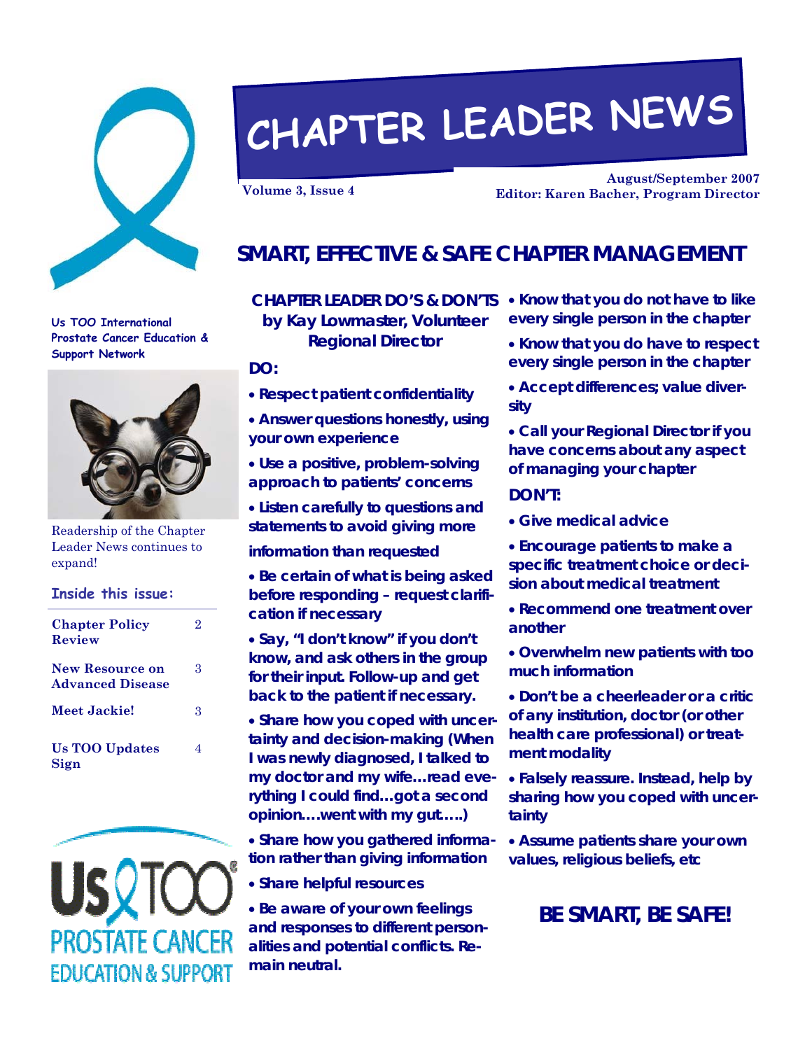// CHAPTER LEADER NEWS

Volume 3, Issue 4

August/September 2007
Editor: Karen Bacher, Program Director

Us TOO International Prostate Cancer Education & Support Network

Readership of the Chapter Leader News continues to expand!

**Inside this issue:**

| | |
|---|---|
| Chapter Policy Review | 2 |
| New Resource on Advanced Disease | 3 |
| Meet Jackie! | 3 |
| Us TOO Updates Sign | 4 |

## SMART, EFFECTIVE & SAFE CHAPTER MANAGEMENT

### CHAPTER LEADER DO'S & DON'TS by Kay Lowmaster, Volunteer Regional Director

**DO:**

- Respect patient confidentiality
- Answer questions honestly, using your own experience
- Use a positive, problem-solving approach to patients' concerns
- Listen carefully to questions and statements to avoid giving more information than requested
- Be certain of what is being asked before responding – request clarification if necessary
- Say, "I don't know" if you don't know, and ask others in the group for their input. Follow-up and get back to the patient if necessary.
- Share how you coped with uncertainty and decision-making (When I was newly diagnosed, I talked to my doctor and my wife…read everything I could find…got a second opinion….went with my gut…..)
- Share how you gathered information rather than giving information
- Share helpful resources
- Be aware of your own feelings and responses to different personalities and potential conflicts. Remain neutral.
- Know that you do not have to like every single person in the chapter
- Know that you do have to respect every single person in the chapter
- Accept differences; value diversity
- Call your Regional Director if you have concerns about any aspect of managing your chapter

**DON'T:**

- Give medical advice
- Encourage patients to make a specific treatment choice or decision about medical treatment
- Recommend one treatment over another
- Overwhelm new patients with too much information
- Don't be a cheerleader or a critic of any institution, doctor (or other health care professional) or treatment modality
- Falsely reassure. Instead, help by sharing how you coped with uncertainty
- Assume patients share your own values, religious beliefs, etc

**BE SMART, BE SAFE!**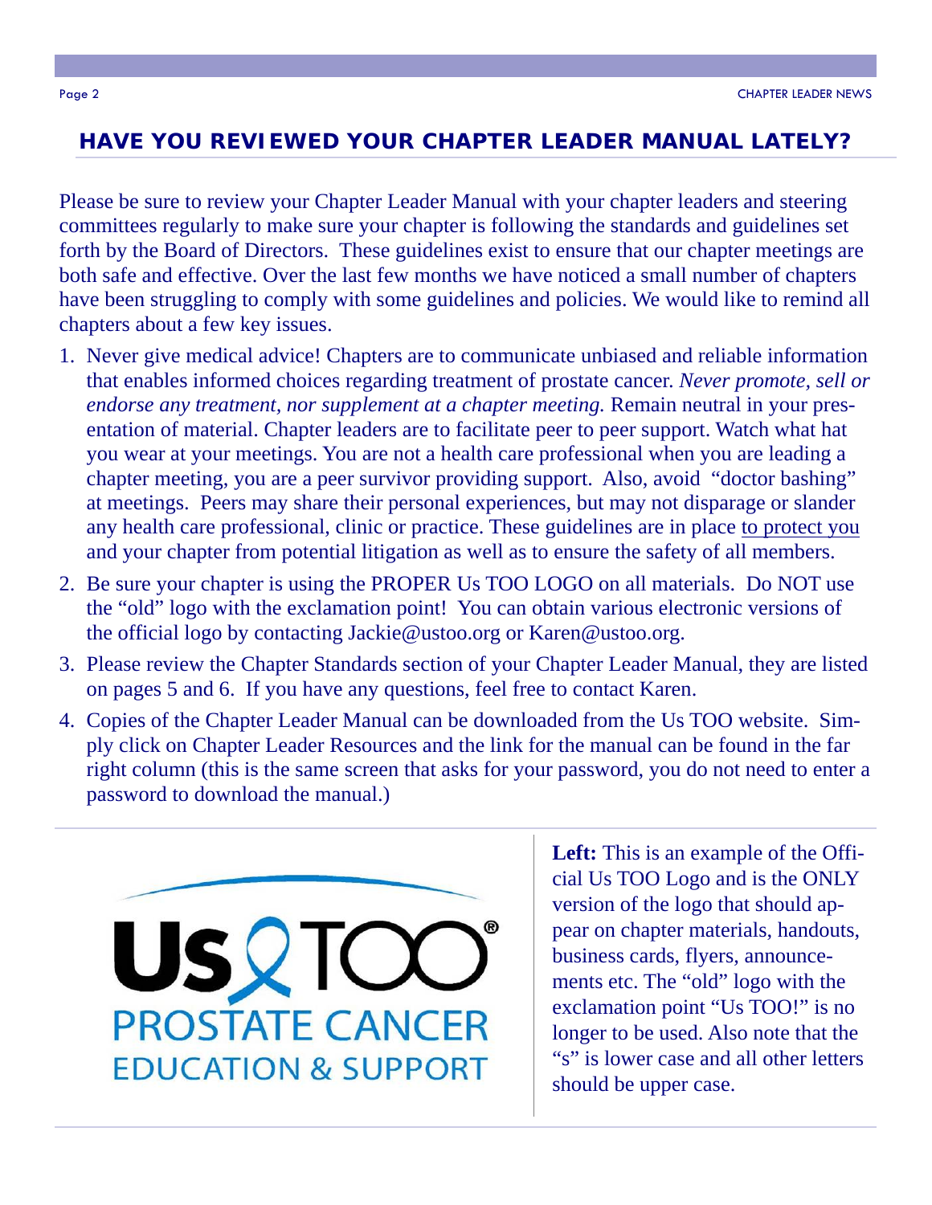## HAVE YOU REVIEWED YOUR CHAPTER LEADER MANUAL LATELY?

Please be sure to review your Chapter Leader Manual with your chapter leaders and steering committees regularly to make sure your chapter is following the standards and guidelines set forth by the Board of Directors. These guidelines exist to ensure that our chapter meetings are both safe and effective. Over the last few months we have noticed a small number of chapters have been struggling to comply with some guidelines and policies. We would like to remind all chapters about a few key issues.

1. Never give medical advice! Chapters are to communicate unbiased and reliable information that enables informed choices regarding treatment of prostate cancer. *Never promote, sell or endorse any treatment, nor supplement at a chapter meeting.* Remain neutral in your presentation of material. Chapter leaders are to facilitate peer to peer support. Watch what hat you wear at your meetings. You are not a health care professional when you are leading a chapter meeting, you are a peer survivor providing support. Also, avoid "doctor bashing" at meetings. Peers may share their personal experiences, but may not disparage or slander any health care professional, clinic or practice. These guidelines are in place to protect you and your chapter from potential litigation as well as to ensure the safety of all members.
2. Be sure your chapter is using the PROPER Us TOO LOGO on all materials. Do NOT use the "old" logo with the exclamation point! You can obtain various electronic versions of the official logo by contacting Jackie@ustoo.org or Karen@ustoo.org.
3. Please review the Chapter Standards section of your Chapter Leader Manual, they are listed on pages 5 and 6. If you have any questions, feel free to contact Karen.
4. Copies of the Chapter Leader Manual can be downloaded from the Us TOO website. Simply click on Chapter Leader Resources and the link for the manual can be found in the far right column (this is the same screen that asks for your password, you do not need to enter a password to download the manual.)

Us TOO®
PROSTATE CANCER
EDUCATION & SUPPORT

**Left:** This is an example of the Official Us TOO Logo and is the ONLY version of the logo that should appear on chapter materials, handouts, business cards, flyers, announcements etc. The "old" logo with the exclamation point "Us TOO!" is no longer to be used. Also note that the "s" is lower case and all other letters should be upper case.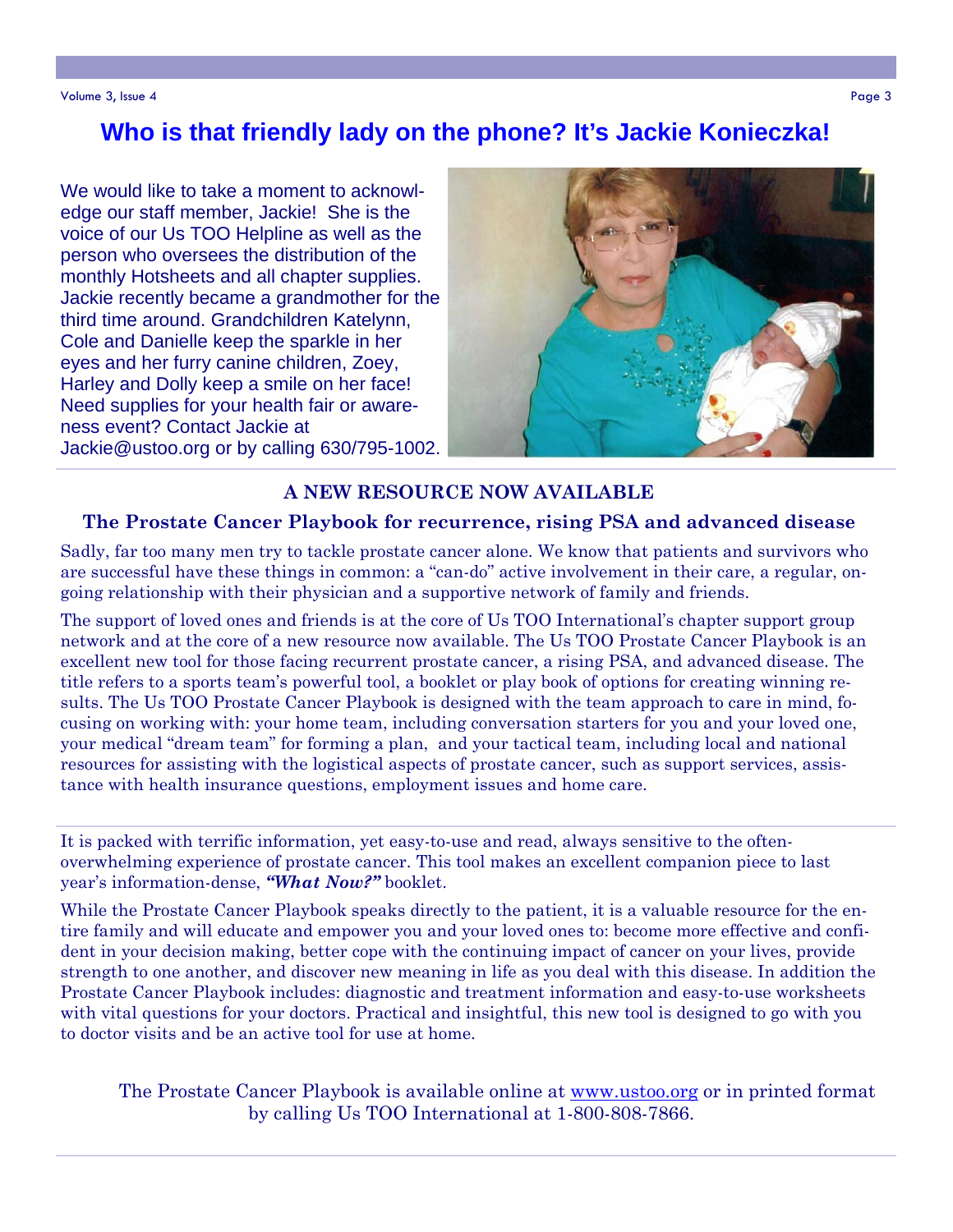## Who is that friendly lady on the phone? It's Jackie Konieczka!

We would like to take a moment to acknowledge our staff member, Jackie! She is the voice of our Us TOO Helpline as well as the person who oversees the distribution of the monthly Hotsheets and all chapter supplies. Jackie recently became a grandmother for the third time around. Grandchildren Katelynn, Cole and Danielle keep the sparkle in her eyes and her furry canine children, Zoey, Harley and Dolly keep a smile on her face! Need supplies for your health fair or awareness event? Contact Jackie at Jackie@ustoo.org or by calling 630/795-1002.

### A NEW RESOURCE NOW AVAILABLE

### The Prostate Cancer Playbook for recurrence, rising PSA and advanced disease

Sadly, far too many men try to tackle prostate cancer alone. We know that patients and survivors who are successful have these things in common: a "can-do" active involvement in their care, a regular, ongoing relationship with their physician and a supportive network of family and friends.

The support of loved ones and friends is at the core of Us TOO International's chapter support group network and at the core of a new resource now available. The Us TOO Prostate Cancer Playbook is an excellent new tool for those facing recurrent prostate cancer, a rising PSA, and advanced disease. The title refers to a sports team's powerful tool, a booklet or play book of options for creating winning results. The Us TOO Prostate Cancer Playbook is designed with the team approach to care in mind, focusing on working with: your home team, including conversation starters for you and your loved one, your medical "dream team" for forming a plan, and your tactical team, including local and national resources for assisting with the logistical aspects of prostate cancer, such as support services, assistance with health insurance questions, employment issues and home care.

It is packed with terrific information, yet easy-to-use and read, always sensitive to the often-overwhelming experience of prostate cancer. This tool makes an excellent companion piece to last year's information-dense, ***"What Now?"*** booklet.

While the Prostate Cancer Playbook speaks directly to the patient, it is a valuable resource for the entire family and will educate and empower you and your loved ones to: become more effective and confident in your decision making, better cope with the continuing impact of cancer on your lives, provide strength to one another, and discover new meaning in life as you deal with this disease. In addition the Prostate Cancer Playbook includes: diagnostic and treatment information and easy-to-use worksheets with vital questions for your doctors. Practical and insightful, this new tool is designed to go with you to doctor visits and be an active tool for use at home.

The Prostate Cancer Playbook is available online at www.ustoo.org or in printed format by calling Us TOO International at 1-800-808-7866.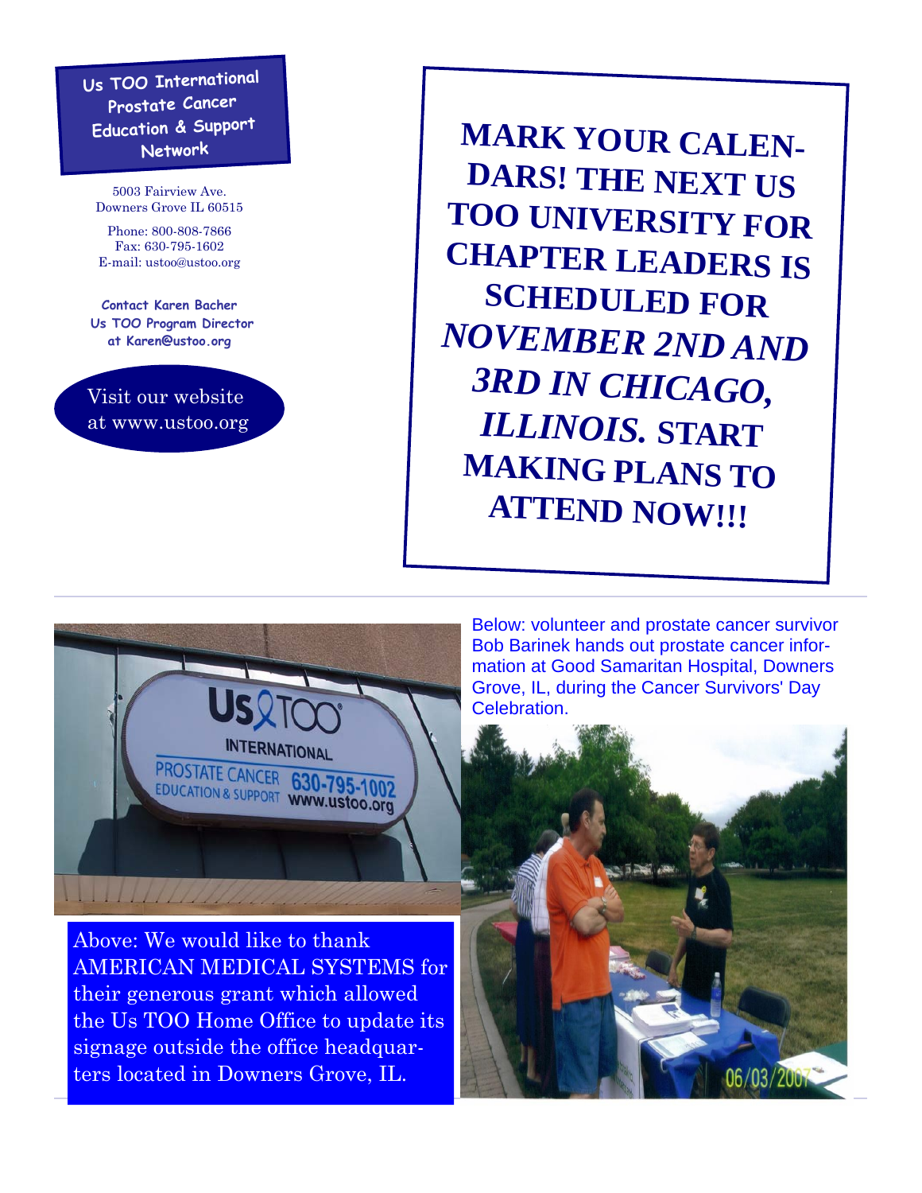**Us TOO International Prostate Cancer Education & Support Network**

5003 Fairview Ave.
Downers Grove IL 60515

Phone: 800-808-7866
Fax: 630-795-1602
E-mail: ustoo@ustoo.org

**Contact Karen Bacher**
**Us TOO Program Director**
**at Karen@ustoo.org**

Visit our website at www.ustoo.org

**MARK YOUR CALENDARS! THE NEXT US TOO UNIVERSITY FOR CHAPTER LEADERS IS SCHEDULED FOR *NOVEMBER 2ND AND 3RD IN CHICAGO, ILLINOIS.* START MAKING PLANS TO ATTEND NOW!!!**

---

Above: We would like to thank AMERICAN MEDICAL SYSTEMS for their generous grant which allowed the Us TOO Home Office to update its signage outside the office headquarters located in Downers Grove, IL.

Below: volunteer and prostate cancer survivor Bob Barinek hands out prostate cancer information at Good Samaritan Hospital, Downers Grove, IL, during the Cancer Survivors' Day Celebration.